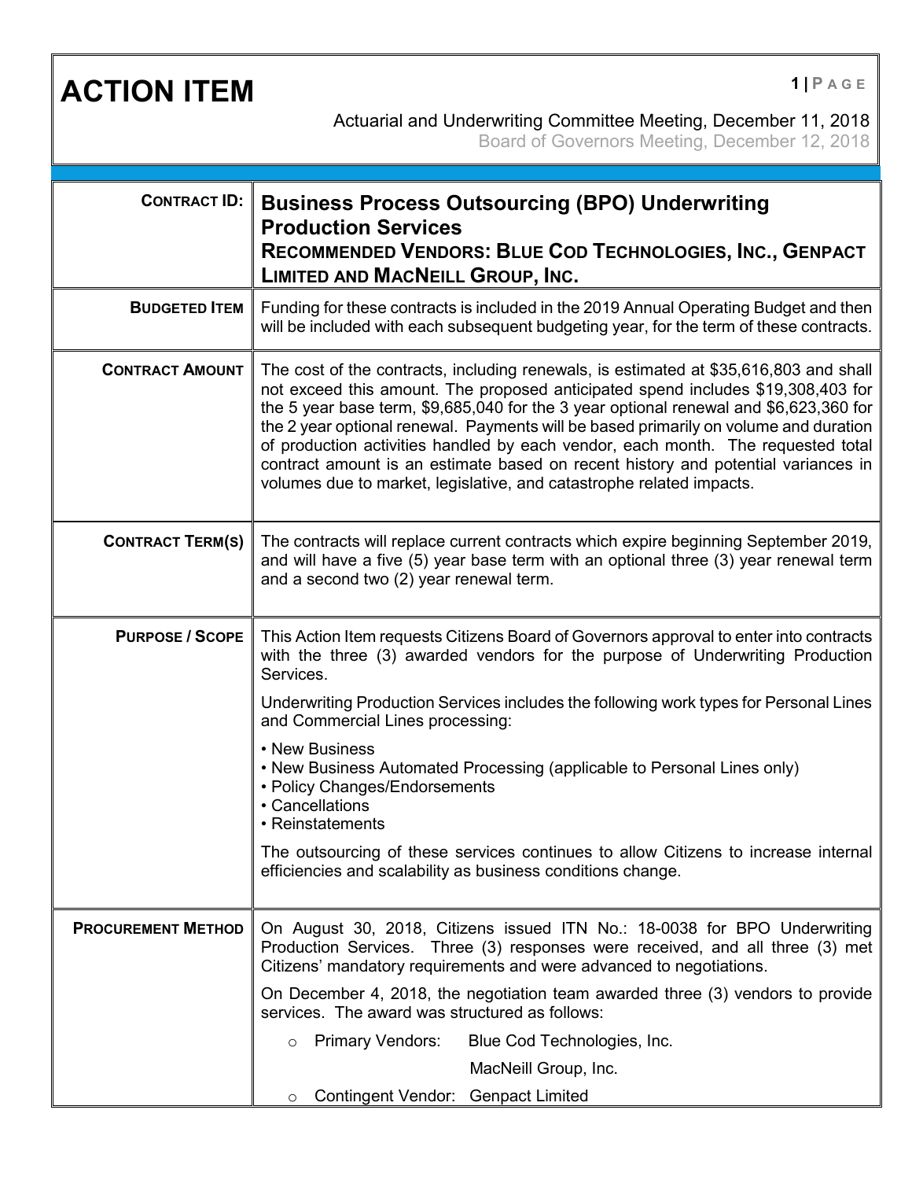# ACTION ITEM

Actuarial and Underwriting Committee Meeting, December 11, 2018

Board of Governors Meeting, December 12, 2018

| | |
|---|---|
| **CONTRACT ID:** | **Business Process Outsourcing (BPO) Underwriting Production Services**<br>**RECOMMENDED VENDORS: BLUE COD TECHNOLOGIES, INC., GENPACT LIMITED AND MACNEILL GROUP, INC.** |
| **BUDGETED ITEM** | Funding for these contracts is included in the 2019 Annual Operating Budget and then will be included with each subsequent budgeting year, for the term of these contracts. |
| **CONTRACT AMOUNT** | The cost of the contracts, including renewals, is estimated at $35,616,803 and shall not exceed this amount. The proposed anticipated spend includes $19,308,403 for the 5 year base term, $9,685,040 for the 3 year optional renewal and $6,623,360 for the 2 year optional renewal. Payments will be based primarily on volume and duration of production activities handled by each vendor, each month. The requested total contract amount is an estimate based on recent history and potential variances in volumes due to market, legislative, and catastrophe related impacts. |
| **CONTRACT TERM(S)** | The contracts will replace current contracts which expire beginning September 2019, and will have a five (5) year base term with an optional three (3) year renewal term and a second two (2) year renewal term. |
| **PURPOSE / SCOPE** | This Action Item requests Citizens Board of Governors approval to enter into contracts with the three (3) awarded vendors for the purpose of Underwriting Production Services.<br><br>Underwriting Production Services includes the following work types for Personal Lines and Commercial Lines processing:<br><br>• New Business<br>• New Business Automated Processing (applicable to Personal Lines only)<br>• Policy Changes/Endorsements<br>• Cancellations<br>• Reinstatements<br><br>The outsourcing of these services continues to allow Citizens to increase internal efficiencies and scalability as business conditions change. |
| **PROCUREMENT METHOD** | On August 30, 2018, Citizens issued ITN No.: 18-0038 for BPO Underwriting Production Services. Three (3) responses were received, and all three (3) met Citizens' mandatory requirements and were advanced to negotiations.<br><br>On December 4, 2018, the negotiation team awarded three (3) vendors to provide services. The award was structured as follows:<br><br>○ Primary Vendors: Blue Cod Technologies, Inc.<br>MacNeill Group, Inc.<br>○ Contingent Vendor: Genpact Limited |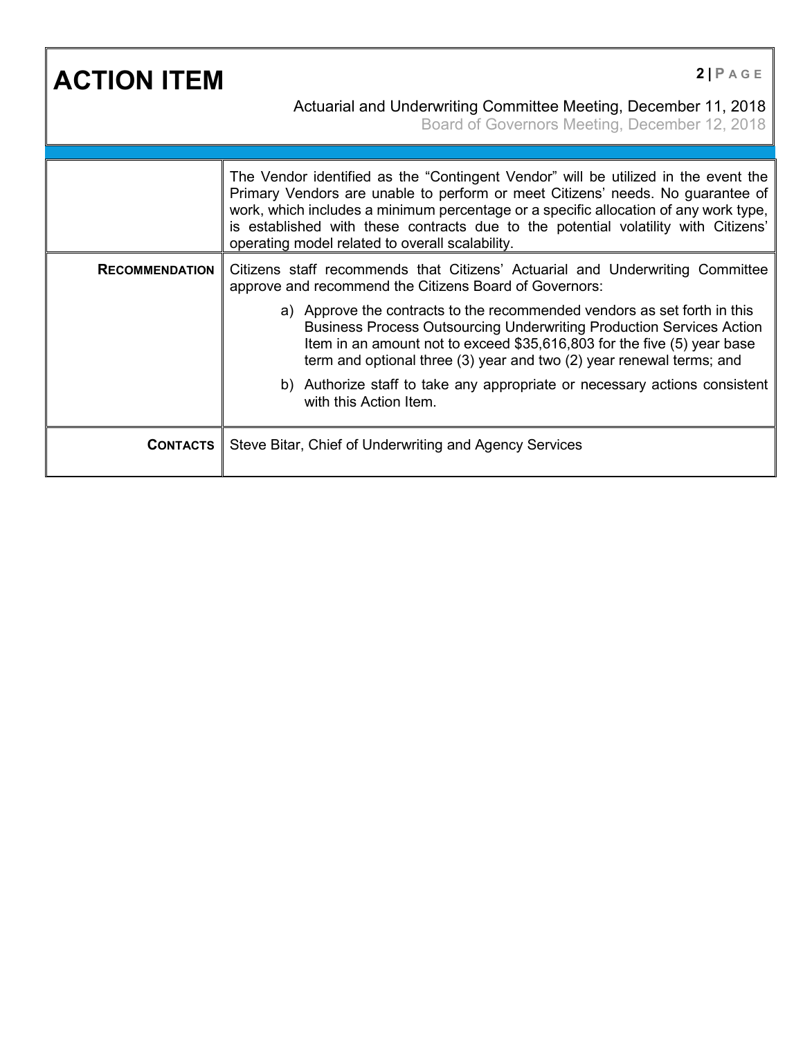| | |
|---|---|
| | The Vendor identified as the "Contingent Vendor" will be utilized in the event the Primary Vendors are unable to perform or meet Citizens' needs. No guarantee of work, which includes a minimum percentage or a specific allocation of any work type, is established with these contracts due to the potential volatility with Citizens' operating model related to overall scalability. |
| **RECOMMENDATION** | Citizens staff recommends that Citizens' Actuarial and Underwriting Committee approve and recommend the Citizens Board of Governors:<br><br>a) Approve the contracts to the recommended vendors as set forth in this Business Process Outsourcing Underwriting Production Services Action Item in an amount not to exceed $35,616,803 for the five (5) year base term and optional three (3) year and two (2) year renewal terms; and<br><br>b) Authorize staff to take any appropriate or necessary actions consistent with this Action Item. |
| **CONTACTS** | Steve Bitar, Chief of Underwriting and Agency Services |